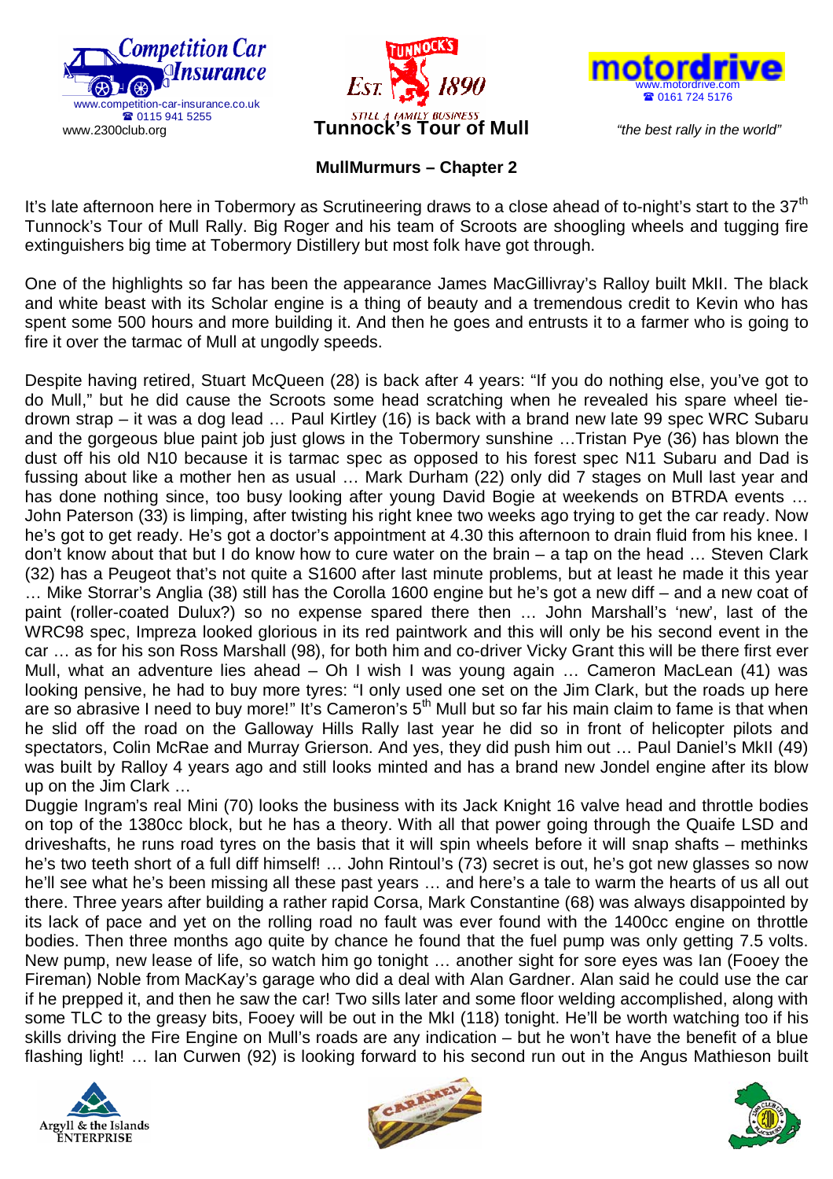Competition Car Insurance
www.competition-car-insurance.co.uk
☎ 0115 941 5255
www.2300club.org

Tunnock's Est. 1890 — Still a family business

# Tunnock's Tour of Mull

motordrive
www.motordrive.com
☎ 0161 724 5176

*"the best rally in the world"*

## MullMurmurs – Chapter 2

It's late afternoon here in Tobermory as Scrutineering draws to a close ahead of to-night's start to the 37th Tunnock's Tour of Mull Rally. Big Roger and his team of Scroots are shoogling wheels and tugging fire extinguishers big time at Tobermory Distillery but most folk have got through.

One of the highlights so far has been the appearance James MacGillivray's Ralloy built MkII. The black and white beast with its Scholar engine is a thing of beauty and a tremendous credit to Kevin who has spent some 500 hours and more building it. And then he goes and entrusts it to a farmer who is going to fire it over the tarmac of Mull at ungodly speeds.

Despite having retired, Stuart McQueen (28) is back after 4 years: "If you do nothing else, you've got to do Mull," but he did cause the Scroots some head scratching when he revealed his spare wheel tie-drown strap – it was a dog lead … Paul Kirtley (16) is back with a brand new late 99 spec WRC Subaru and the gorgeous blue paint job just glows in the Tobermory sunshine …Tristan Pye (36) has blown the dust off his old N10 because it is tarmac spec as opposed to his forest spec N11 Subaru and Dad is fussing about like a mother hen as usual … Mark Durham (22) only did 7 stages on Mull last year and has done nothing since, too busy looking after young David Bogie at weekends on BTRDA events … John Paterson (33) is limping, after twisting his right knee two weeks ago trying to get the car ready. Now he's got to get ready. He's got a doctor's appointment at 4.30 this afternoon to drain fluid from his knee. I don't know about that but I do know how to cure water on the brain – a tap on the head … Steven Clark (32) has a Peugeot that's not quite a S1600 after last minute problems, but at least he made it this year … Mike Storrar's Anglia (38) still has the Corolla 1600 engine but he's got a new diff – and a new coat of paint (roller-coated Dulux?) so no expense spared there then … John Marshall's 'new', last of the WRC98 spec, Impreza looked glorious in its red paintwork and this will only be his second event in the car … as for his son Ross Marshall (98), for both him and co-driver Vicky Grant this will be there first ever Mull, what an adventure lies ahead – Oh I wish I was young again … Cameron MacLean (41) was looking pensive, he had to buy more tyres: "I only used one set on the Jim Clark, but the roads up here are so abrasive I need to buy more!" It's Cameron's 5th Mull but so far his main claim to fame is that when he slid off the road on the Galloway Hills Rally last year he did so in front of helicopter pilots and spectators, Colin McRae and Murray Grierson. And yes, they did push him out … Paul Daniel's MkII (49) was built by Ralloy 4 years ago and still looks minted and has a brand new Jondel engine after its blow up on the Jim Clark …

Duggie Ingram's real Mini (70) looks the business with its Jack Knight 16 valve head and throttle bodies on top of the 1380cc block, but he has a theory. With all that power going through the Quaife LSD and driveshafts, he runs road tyres on the basis that it will spin wheels before it will snap shafts – methinks he's two teeth short of a full diff himself! … John Rintoul's (73) secret is out, he's got new glasses so now he'll see what he's been missing all these past years … and here's a tale to warm the hearts of us all out there. Three years after building a rather rapid Corsa, Mark Constantine (68) was always disappointed by its lack of pace and yet on the rolling road no fault was ever found with the 1400cc engine on throttle bodies. Then three months ago quite by chance he found that the fuel pump was only getting 7.5 volts. New pump, new lease of life, so watch him go tonight … another sight for sore eyes was Ian (Fooey the Fireman) Noble from MacKay's garage who did a deal with Alan Gardner. Alan said he could use the car if he prepped it, and then he saw the car! Two sills later and some floor welding accomplished, along with some TLC to the greasy bits, Fooey will be out in the MkI (118) tonight. He'll be worth watching too if his skills driving the Fire Engine on Mull's roads are any indication – but he won't have the benefit of a blue flashing light! … Ian Curwen (92) is looking forward to his second run out in the Angus Mathieson built

Argyll & the Islands Enterprise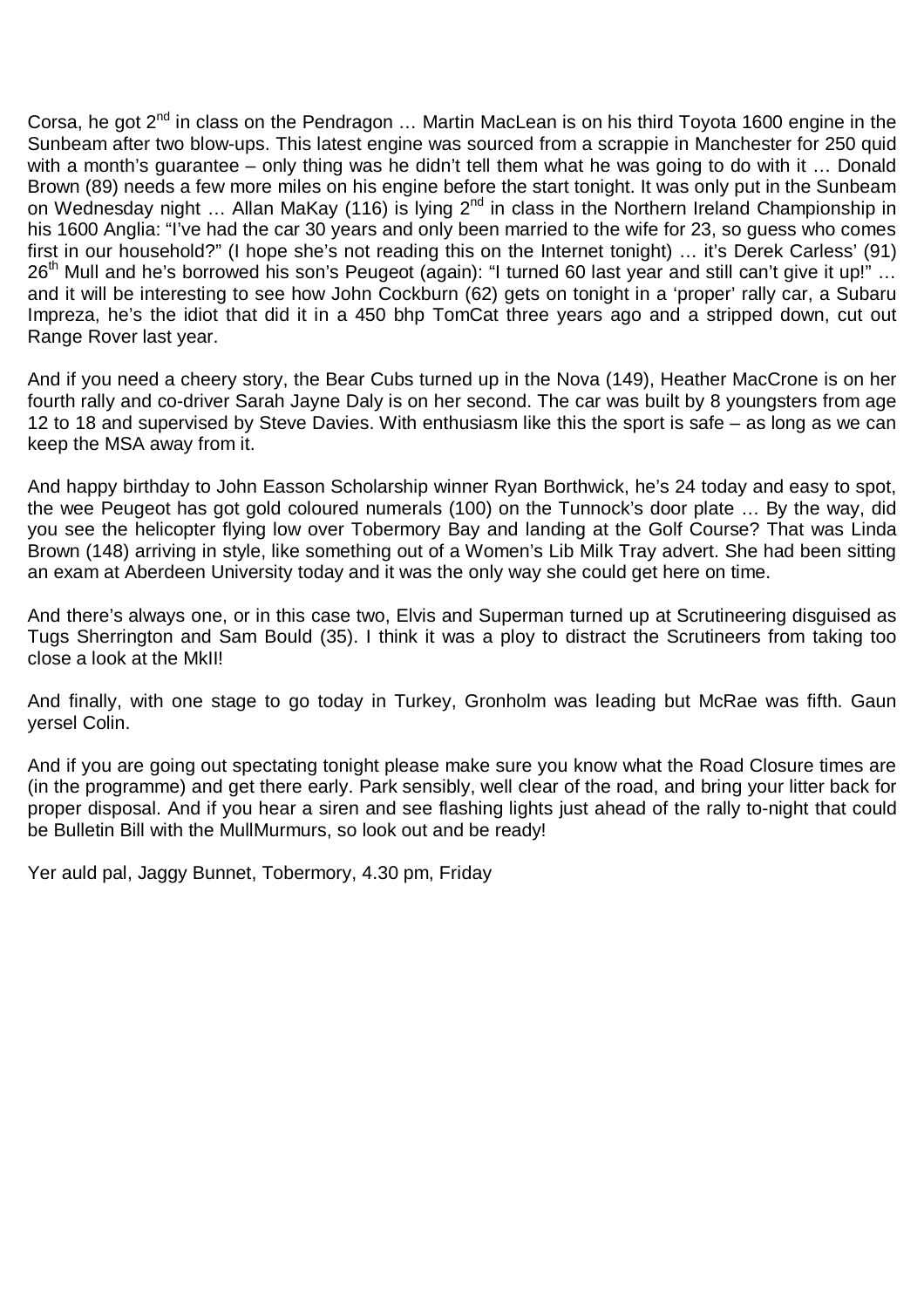Corsa, he got 2nd in class on the Pendragon … Martin MacLean is on his third Toyota 1600 engine in the Sunbeam after two blow-ups. This latest engine was sourced from a scrappie in Manchester for 250 quid with a month's guarantee – only thing was he didn't tell them what he was going to do with it … Donald Brown (89) needs a few more miles on his engine before the start tonight. It was only put in the Sunbeam on Wednesday night … Allan MaKay (116) is lying 2nd in class in the Northern Ireland Championship in his 1600 Anglia: "I've had the car 30 years and only been married to the wife for 23, so guess who comes first in our household?" (I hope she's not reading this on the Internet tonight) … it's Derek Carless' (91) 26th Mull and he's borrowed his son's Peugeot (again): "I turned 60 last year and still can't give it up!" … and it will be interesting to see how John Cockburn (62) gets on tonight in a 'proper' rally car, a Subaru Impreza, he's the idiot that did it in a 450 bhp TomCat three years ago and a stripped down, cut out Range Rover last year.

And if you need a cheery story, the Bear Cubs turned up in the Nova (149), Heather MacCrone is on her fourth rally and co-driver Sarah Jayne Daly is on her second. The car was built by 8 youngsters from age 12 to 18 and supervised by Steve Davies. With enthusiasm like this the sport is safe – as long as we can keep the MSA away from it.

And happy birthday to John Easson Scholarship winner Ryan Borthwick, he's 24 today and easy to spot, the wee Peugeot has got gold coloured numerals (100) on the Tunnock's door plate … By the way, did you see the helicopter flying low over Tobermory Bay and landing at the Golf Course? That was Linda Brown (148) arriving in style, like something out of a Women's Lib Milk Tray advert. She had been sitting an exam at Aberdeen University today and it was the only way she could get here on time.

And there's always one, or in this case two, Elvis and Superman turned up at Scrutineering disguised as Tugs Sherrington and Sam Bould (35). I think it was a ploy to distract the Scrutineers from taking too close a look at the MkII!

And finally, with one stage to go today in Turkey, Gronholm was leading but McRae was fifth. Gaun yersel Colin.

And if you are going out spectating tonight please make sure you know what the Road Closure times are (in the programme) and get there early. Park sensibly, well clear of the road, and bring your litter back for proper disposal. And if you hear a siren and see flashing lights just ahead of the rally to-night that could be Bulletin Bill with the MullMurmurs, so look out and be ready!

Yer auld pal, Jaggy Bunnet, Tobermory, 4.30 pm, Friday